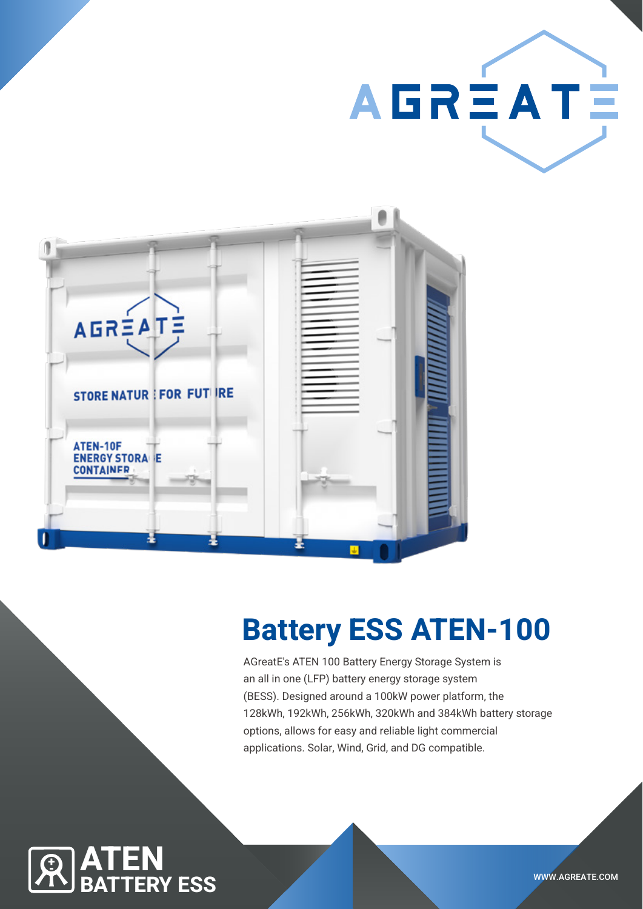AGREATE

# Battery ESS ATEN-100

AGreatE's ATEN 100 Battery Energy Storage System is an all in one (LFP) battery energy storage system (BESS). Designed around a 100kW power platform, the 128kWh, 192kWh, 256kWh, 320kWh and 384kWh battery storage options, allows for easy and reliable light commercial applications. Solar, Wind, Grid, and DG compatible.

**ATEN BATTERY ESS**

WWW.AGREATE.COM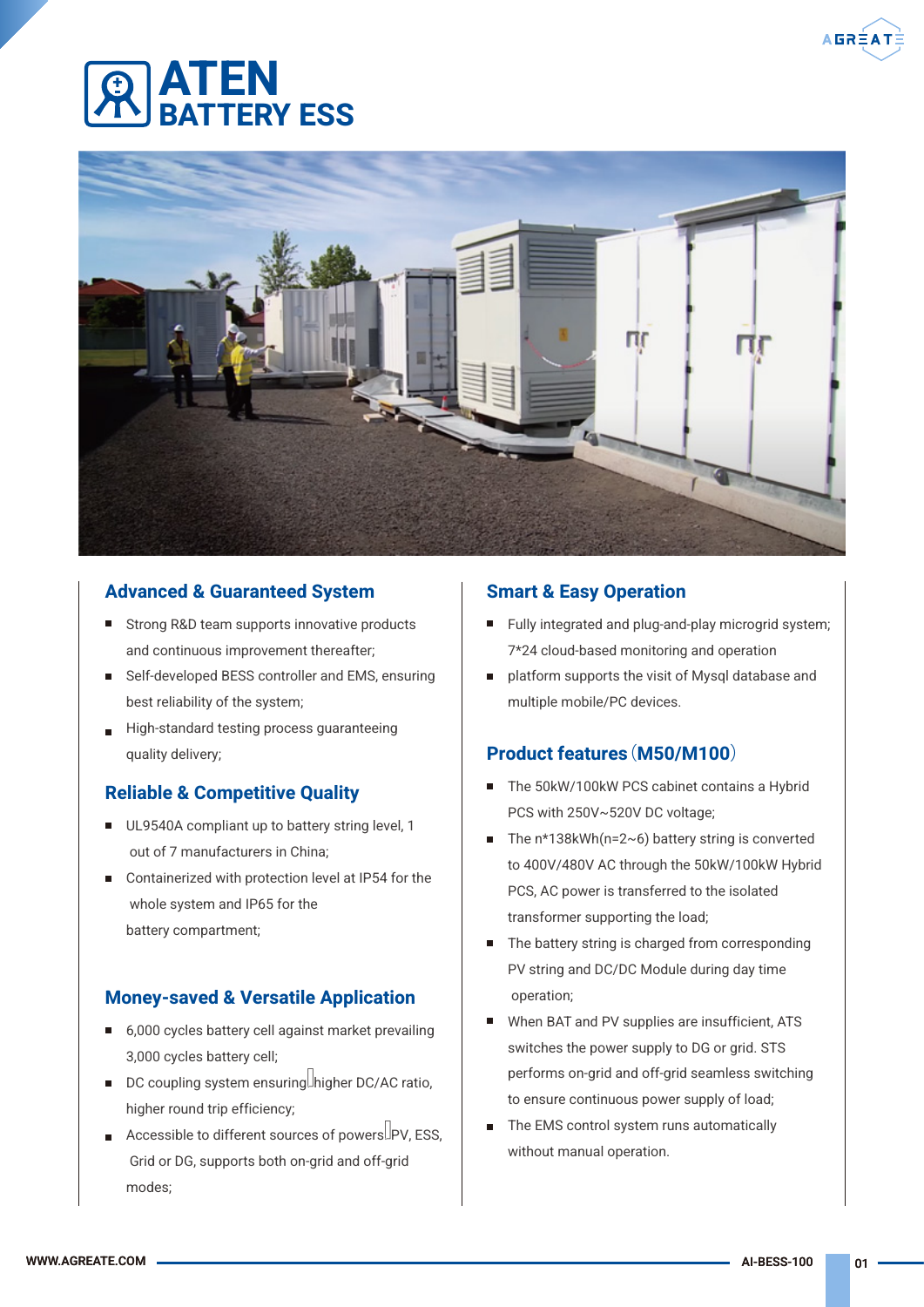# ATEN
## BATTERY ESS

### Advanced & Guaranteed System

- Strong R&D team supports innovative products and continuous improvement thereafter;
- Self-developed BESS controller and EMS, ensuring best reliability of the system;
- High-standard testing process guaranteeing quality delivery;

### Reliable & Competitive Quality

- UL9540A compliant up to battery string level, 1 out of 7 manufacturers in China;
- Containerized with protection level at IP54 for the whole system and IP65 for the battery compartment;

### Money-saved & Versatile Application

- 6,000 cycles battery cell against market prevailing 3,000 cycles battery cell;
- DC coupling system ensuring higher DC/AC ratio, higher round trip efficiency;
- Accessible to different sources of powers PV, ESS, Grid or DG, supports both on-grid and off-grid modes;

### Smart & Easy Operation

- Fully integrated and plug-and-play microgrid system; 7*24 cloud-based monitoring and operation
- platform supports the visit of Mysql database and multiple mobile/PC devices.

### Product features（M50/M100）

- The 50kW/100kW PCS cabinet contains a Hybrid PCS with 250V~520V DC voltage;
- The n*138kWh(n=2~6) battery string is converted to 400V/480V AC through the 50kW/100kW Hybrid PCS, AC power is transferred to the isolated transformer supporting the load;
- The battery string is charged from corresponding PV string and DC/DC Module during day time operation;
- When BAT and PV supplies are insufficient, ATS switches the power supply to DG or grid. STS performs on-grid and off-grid seamless switching to ensure continuous power supply of load;
- The EMS control system runs automatically without manual operation.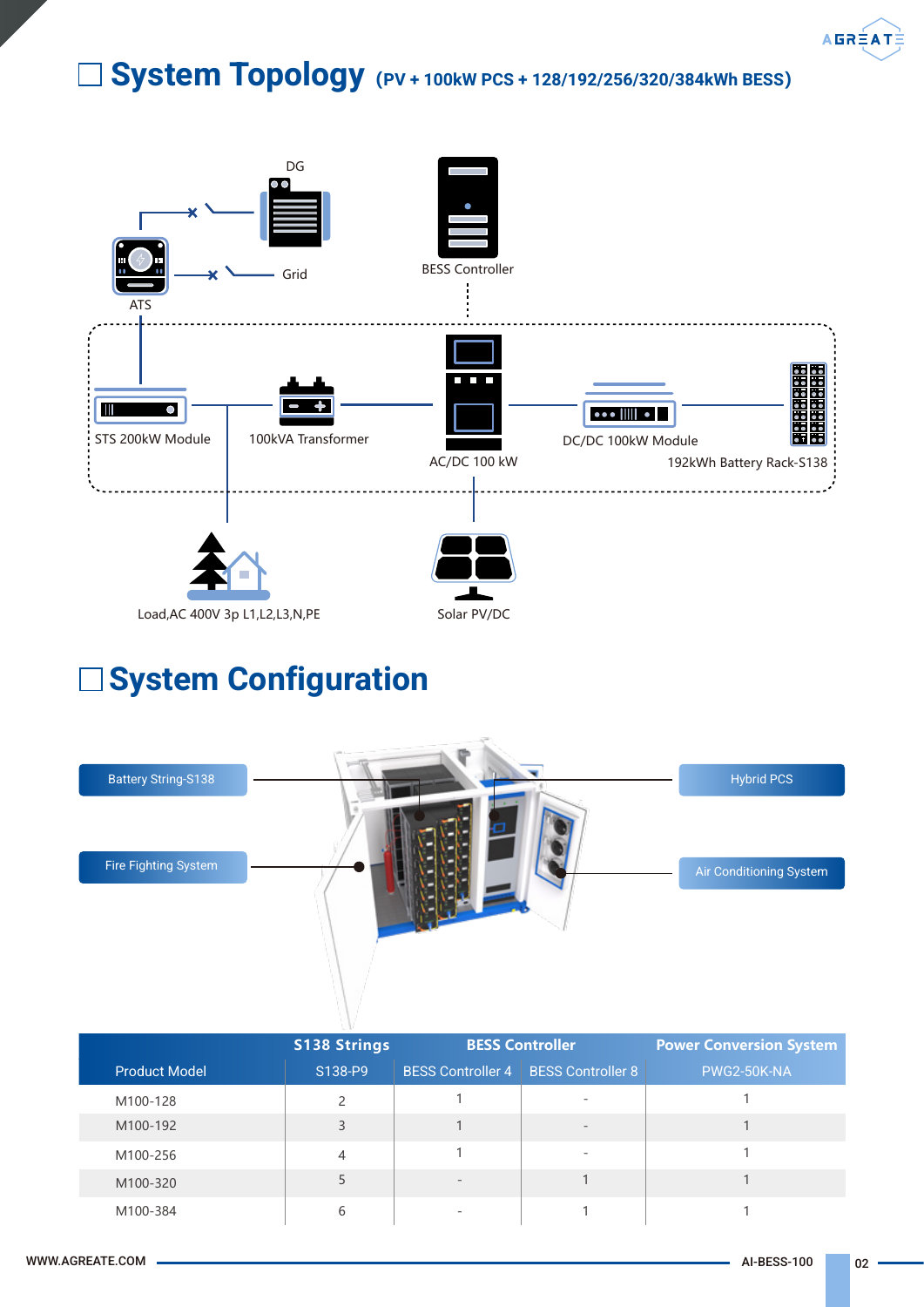## System Topology (PV + 100kW PCS + 128/192/256/320/384kWh BESS)

DG

Grid

ATS

BESS Controller

STS 200kW Module

100kVA Transformer

AC/DC 100 kW

DC/DC 100kW Module

192kWh Battery Rack-S138

Load,AC 400V 3p L1,L2,L3,N,PE

Solar PV/DC

## System Configuration

Battery String-S138

Fire Fighting System

Hybrid PCS

Air Conditioning System

| Product Model | S138 Strings | BESS Controller | | Power Conversion System |
|---|---|---|---|---|
| | S138-P9 | BESS Controller 4 | BESS Controller 8 | PWG2-50K-NA |
| M100-128 | 2 | 1 | - | 1 |
| M100-192 | 3 | 1 | - | 1 |
| M100-256 | 4 | 1 | - | 1 |
| M100-320 | 5 | - | 1 | 1 |
| M100-384 | 6 | - | 1 | 1 |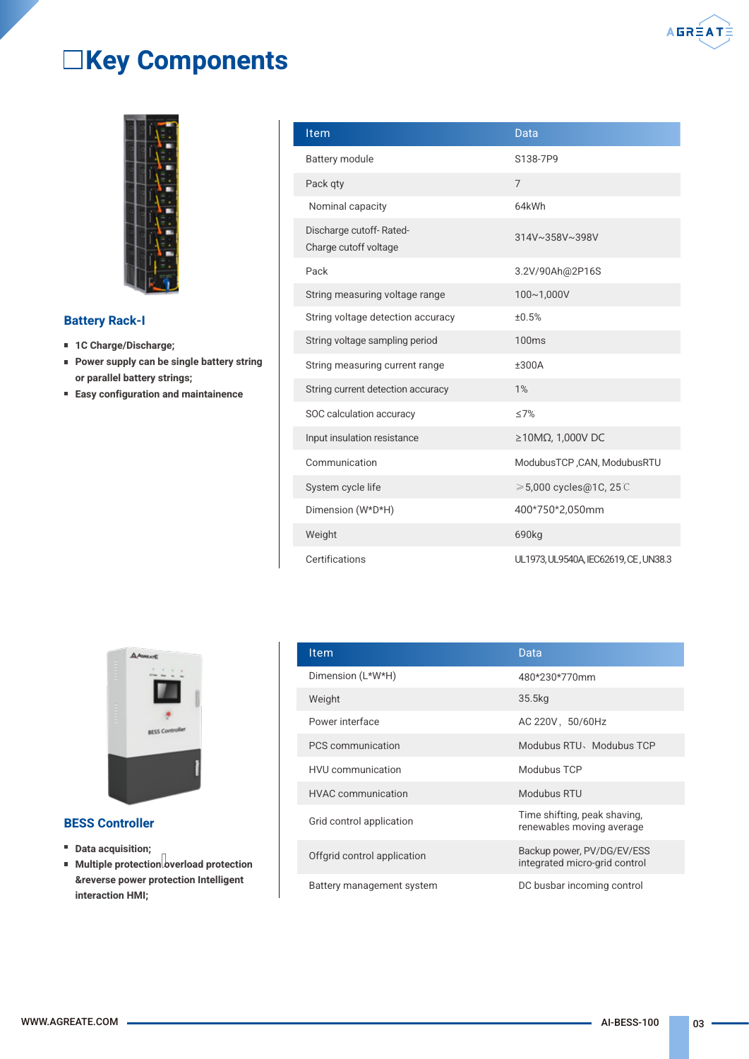# Key Components

## Battery Rack-I

- **1C Charge/Discharge;**
- **Power supply can be single battery string or parallel battery strings;**
- **Easy configuration and maintainence**

| Item | Data |
|---|---|
| Battery module | S138-7P9 |
| Pack qty | 7 |
| Nominal capacity | 64kWh |
| Discharge cutoff- Rated- Charge cutoff voltage | 314V~358V~398V |
| Pack | 3.2V/90Ah@2P16S |
| String measuring voltage range | 100~1,000V |
| String voltage detection accuracy | ±0.5% |
| String voltage sampling period | 100ms |
| String measuring current range | ±300A |
| String current detection accuracy | 1% |
| SOC calculation accuracy | ≤7% |
| Input insulation resistance | ≥10MΩ, 1,000V DC |
| Communication | ModubusTCP ,CAN, ModubusRTU |
| System cycle life | ≥5,000 cycles@1C, 25℃ |
| Dimension (W*D*H) | 400*750*2,050mm |
| Weight | 690kg |
| Certifications | UL1973, UL9540A, IEC62619, CE, UN38.3 |

## BESS Controller

- **Data acquisition;**
- **Multiple protection：overload protection &reverse power protection Intelligent interaction HMI;**

| Item | Data |
|---|---|
| Dimension (L*W*H) | 480*230*770mm |
| Weight | 35.5kg |
| Power interface | AC 220V， 50/60Hz |
| PCS communication | Modubus RTU、Modubus TCP |
| HVU communication | Modubus TCP |
| HVAC communication | Modubus RTU |
| Grid control application | Time shifting, peak shaving, renewables moving average |
| Offgrid control application | Backup power, PV/DG/EV/ESS integrated micro-grid control |
| Battery management system | DC busbar incoming control |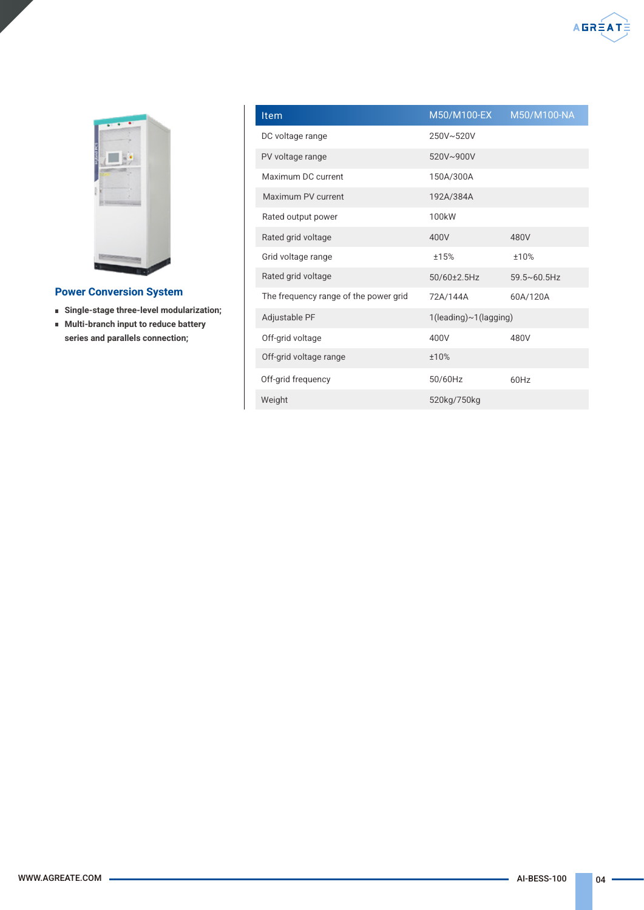## Power Conversion System

- **Single-stage three-level modularization;**
- **Multi-branch input to reduce battery series and parallels connection;**

| Item | M50/M100-EX | M50/M100-NA |
|---|---|---|
| DC voltage range | 250V~520V | |
| PV voltage range | 520V~900V | |
| Maximum DC current | 150A/300A | |
| Maximum PV current | 192A/384A | |
| Rated output power | 100kW | |
| Rated grid voltage | 400V | 480V |
| Grid voltage range | ±15% | ±10% |
| Rated grid voltage | 50/60±2.5Hz | 59.5~60.5Hz |
| The frequency range of the power grid | 72A/144A | 60A/120A |
| Adjustable PF | 1(leading)~1(lagging) | |
| Off-grid voltage | 400V | 480V |
| Off-grid voltage range | ±10% | |
| Off-grid frequency | 50/60Hz | 60Hz |
| Weight | 520kg/750kg | |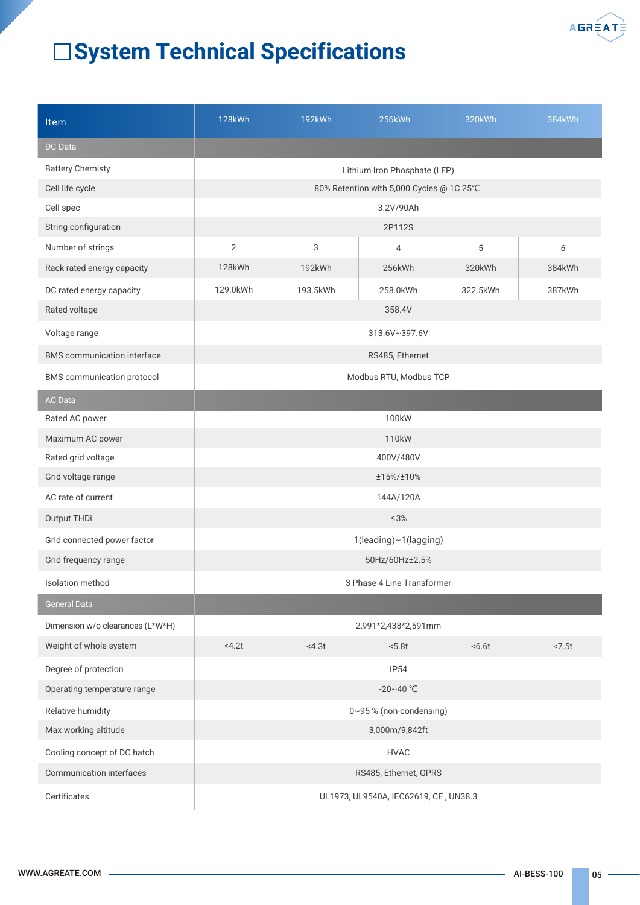# System Technical Specifications

| Item | 128kWh | 192kWh | 256kWh | 320kWh | 384kWh |
|---|---|---|---|---|---|
| DC Data | | | | | |
| Battery Chemisty | Lithium Iron Phosphate (LFP) | | | | |
| Cell life cycle | 80% Retention with 5,000 Cycles @ 1C 25℃ | | | | |
| Cell spec | 3.2V/90Ah | | | | |
| String configuration | 2P112S | | | | |
| Number of strings | 2 | 3 | 4 | 5 | 6 |
| Rack rated energy capacity | 128kWh | 192kWh | 256kWh | 320kWh | 384kWh |
| DC rated energy capacity | 129.0kWh | 193.5kWh | 258.0kWh | 322.5kWh | 387kWh |
| Rated voltage | 358.4V | | | | |
| Voltage range | 313.6V~397.6V | | | | |
| BMS communication interface | RS485, Ethernet | | | | |
| BMS communication protocol | Modbus RTU, Modbus TCP | | | | |
| AC Data | | | | | |
| Rated AC power | 100kW | | | | |
| Maximum AC power | 110kW | | | | |
| Rated grid voltage | 400V/480V | | | | |
| Grid voltage range | ±15%/±10% | | | | |
| AC rate of current | 144A/120A | | | | |
| Output THDi | ≤3% | | | | |
| Grid connected power factor | 1(leading)~1(lagging) | | | | |
| Grid frequency range | 50Hz/60Hz±2.5% | | | | |
| Isolation method | 3 Phase 4 Line Transformer | | | | |
| General Data | | | | | |
| Dimension w/o clearances (L*W*H) | 2,991*2,438*2,591mm | | | | |
| Weight of whole system | <4.2t | <4.3t | <5.8t | <6.6t | <7.5t |
| Degree of protection | IP54 | | | | |
| Operating temperature range | -20~40 ℃ | | | | |
| Relative humidity | 0~95 % (non-condensing) | | | | |
| Max working altitude | 3,000m/9,842ft | | | | |
| Cooling concept of DC hatch | HVAC | | | | |
| Communication interfaces | RS485, Ethernet, GPRS | | | | |
| Certificates | UL1973, UL9540A, IEC62619, CE , UN38.3 | | | | |

WWW.AGREATE.COM AI-BESS-100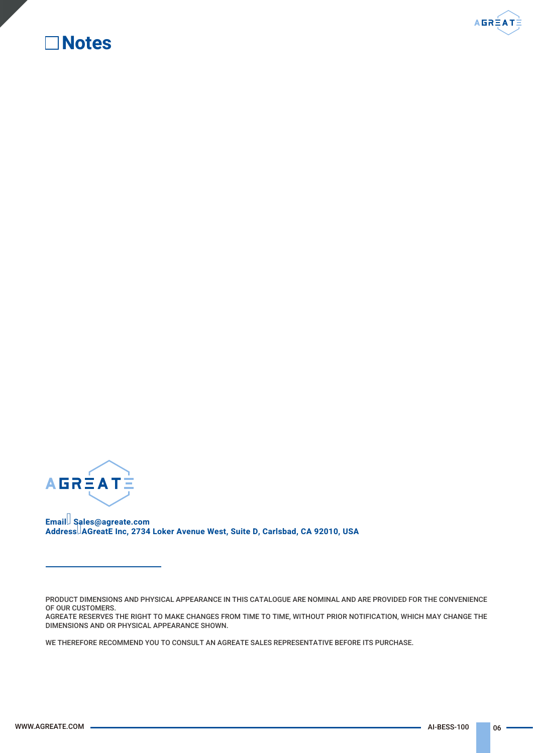# Notes

AGREATE

**Email：Sales@agreate.com**
**Address：AGreatE Inc, 2734 Loker Avenue West, Suite D, Carlsbad, CA 92010, USA**

PRODUCT DIMENSIONS AND PHYSICAL APPEARANCE IN THIS CATALOGUE ARE NOMINAL AND ARE PROVIDED FOR THE CONVENIENCE OF OUR CUSTOMERS.
AGREATE RESERVES THE RIGHT TO MAKE CHANGES FROM TIME TO TIME, WITHOUT PRIOR NOTIFICATION, WHICH MAY CHANGE THE DIMENSIONS AND OR PHYSICAL APPEARANCE SHOWN.

WE THEREFORE RECOMMEND YOU TO CONSULT AN AGREATE SALES REPRESENTATIVE BEFORE ITS PURCHASE.